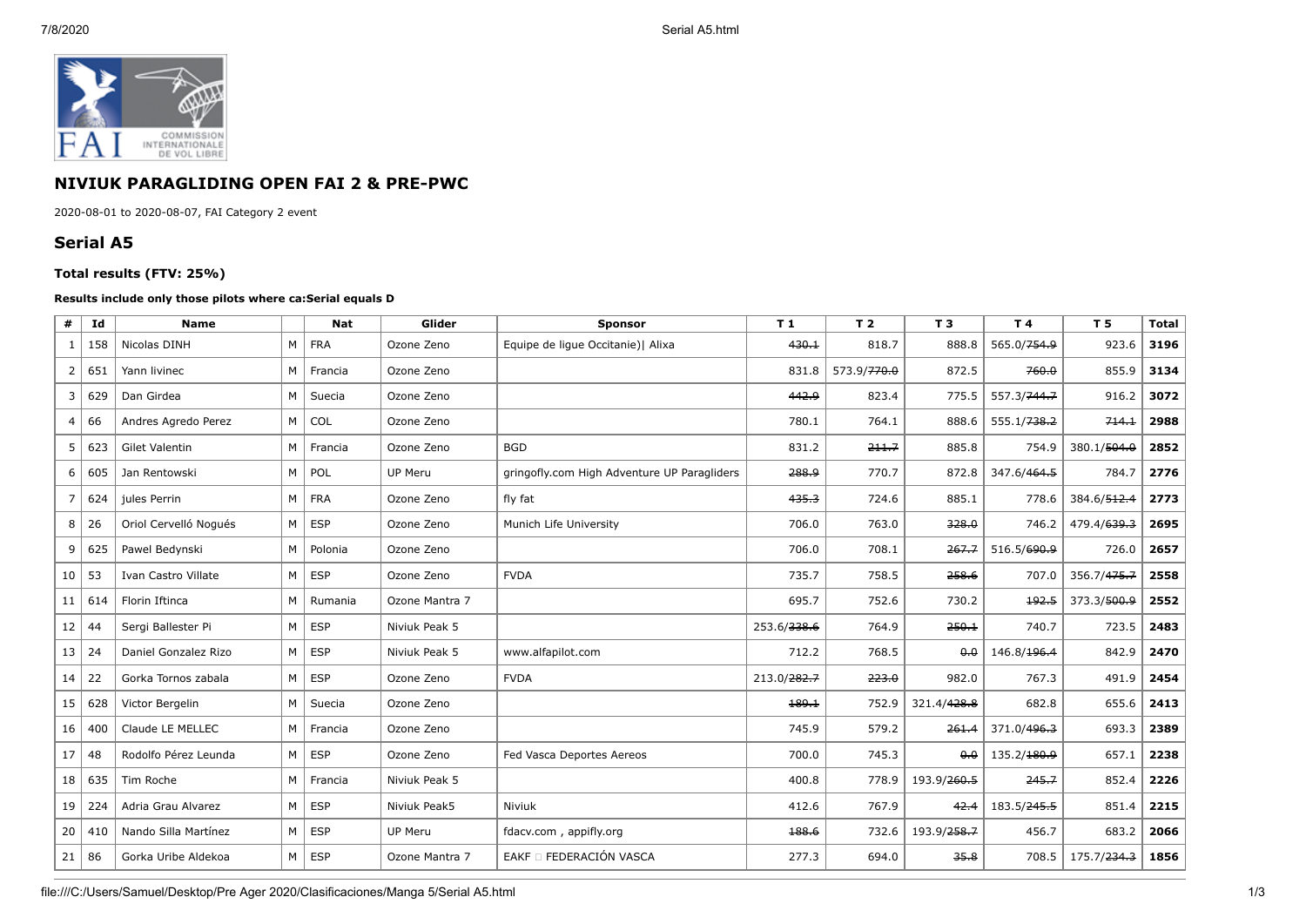## NIVIUK PARAGLIDING OPEN FAI 2 & PRE-PWC

2020-08-01 to 2020-08-07, FAI Category 2 event

## Serial A5

### Total results (FTV: 25%)

**Results include only those pilots where ca:Serial equals D**

| # | Id | Name | | Nat | Glider | Sponsor | T 1 | T 2 | T 3 | T 4 | T 5 | Total |
|---|---|---|---|---|---|---|---|---|---|---|---|---|
| 1 | 158 | Nicolas DINH | M | FRA | Ozone Zeno | Equipe de ligue Occitanie)\| Alixa | ~~430.1~~ | 818.7 | 888.8 | 565.0/~~754.9~~ | 923.6 | **3196** |
| 2 | 651 | Yann livinec | M | Francia | Ozone Zeno | | 831.8 | 573.9/~~770.0~~ | 872.5 | ~~760.0~~ | 855.9 | **3134** |
| 3 | 629 | Dan Girdea | M | Suecia | Ozone Zeno | | ~~442.9~~ | 823.4 | 775.5 | 557.3/~~744.7~~ | 916.2 | **3072** |
| 4 | 66 | Andres Agredo Perez | M | COL | Ozone Zeno | | 780.1 | 764.1 | 888.6 | 555.1/~~738.2~~ | ~~714.1~~ | **2988** |
| 5 | 623 | Gilet Valentin | M | Francia | Ozone Zeno | BGD | 831.2 | ~~211.7~~ | 885.8 | 754.9 | 380.1/~~504.0~~ | **2852** |
| 6 | 605 | Jan Rentowski | M | POL | UP Meru | gringofly.com High Adventure UP Paragliders | ~~288.9~~ | 770.7 | 872.8 | 347.6/~~464.5~~ | 784.7 | **2776** |
| 7 | 624 | jules Perrin | M | FRA | Ozone Zeno | fly fat | ~~435.3~~ | 724.6 | 885.1 | 778.6 | 384.6/~~512.4~~ | **2773** |
| 8 | 26 | Oriol Cervelló Nogués | M | ESP | Ozone Zeno | Munich Life University | 706.0 | 763.0 | ~~328.0~~ | 746.2 | 479.4/~~639.3~~ | **2695** |
| 9 | 625 | Pawel Bedynski | M | Polonia | Ozone Zeno | | 706.0 | 708.1 | ~~267.7~~ | 516.5/~~690.9~~ | 726.0 | **2657** |
| 10 | 53 | Ivan Castro Villate | M | ESP | Ozone Zeno | FVDA | 735.7 | 758.5 | ~~258.6~~ | 707.0 | 356.7/~~475.7~~ | **2558** |
| 11 | 614 | Florin Iftinca | M | Rumania | Ozone Mantra 7 | | 695.7 | 752.6 | 730.2 | ~~192.5~~ | 373.3/~~500.9~~ | **2552** |
| 12 | 44 | Sergi Ballester Pi | M | ESP | Niviuk Peak 5 | | 253.6/~~338.6~~ | 764.9 | ~~250.1~~ | 740.7 | 723.5 | **2483** |
| 13 | 24 | Daniel Gonzalez Rizo | M | ESP | Niviuk Peak 5 | www.alfapilot.com | 712.2 | 768.5 | ~~0.0~~ | 146.8/~~196.4~~ | 842.9 | **2470** |
| 14 | 22 | Gorka Tornos zabala | M | ESP | Ozone Zeno | FVDA | 213.0/~~282.7~~ | ~~223.0~~ | 982.0 | 767.3 | 491.9 | **2454** |
| 15 | 628 | Victor Bergelin | M | Suecia | Ozone Zeno | | ~~189.1~~ | 752.9 | 321.4/~~428.8~~ | 682.8 | 655.6 | **2413** |
| 16 | 400 | Claude LE MELLEC | M | Francia | Ozone Zeno | | 745.9 | 579.2 | ~~261.4~~ | 371.0/~~496.3~~ | 693.3 | **2389** |
| 17 | 48 | Rodolfo Pérez Leunda | M | ESP | Ozone Zeno | Fed Vasca Deportes Aereos | 700.0 | 745.3 | ~~0.0~~ | 135.2/~~180.9~~ | 657.1 | **2238** |
| 18 | 635 | Tim Roche | M | Francia | Niviuk Peak 5 | | 400.8 | 778.9 | 193.9/~~260.5~~ | ~~245.7~~ | 852.4 | **2226** |
| 19 | 224 | Adria Grau Alvarez | M | ESP | Niviuk Peak5 | Niviuk | 412.6 | 767.9 | ~~42.4~~ | 183.5/~~245.5~~ | 851.4 | **2215** |
| 20 | 410 | Nando Silla Martínez | M | ESP | UP Meru | fdacv.com , appifly.org | ~~188.6~~ | 732.6 | 193.9/~~258.7~~ | 456.7 | 683.2 | **2066** |
| 21 | 86 | Gorka Uribe Aldekoa | M | ESP | Ozone Mantra 7 | EAKF FEDERACIÓN VASCA | 277.3 | 694.0 | ~~35.8~~ | 708.5 | 175.7/~~234.3~~ | **1856** |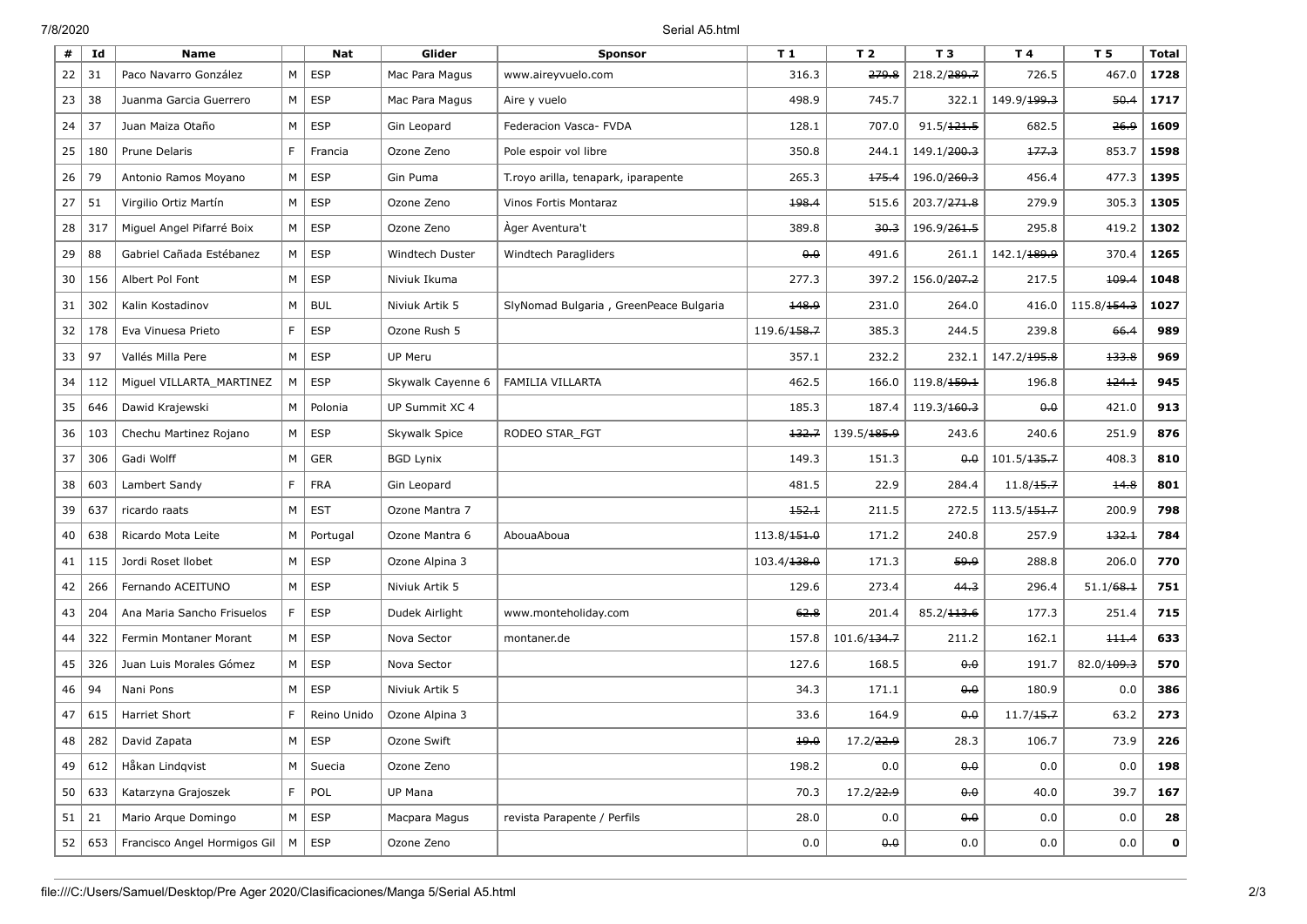| # | Id | Name | | Nat | Glider | Sponsor | T 1 | T 2 | T 3 | T 4 | T 5 | Total |
|---|---|---|---|---|---|---|---|---|---|---|---|---|
| 22 | 31 | Paco Navarro González | M | ESP | Mac Para Magus | www.aireyvuelo.com | 316.3 | ~~279.8~~ | 218.2/~~289.7~~ | 726.5 | 467.0 | **1728** |
| 23 | 38 | Juanma Garcia Guerrero | M | ESP | Mac Para Magus | Aire y vuelo | 498.9 | 745.7 | 322.1 | 149.9/~~199.3~~ | ~~50.4~~ | **1717** |
| 24 | 37 | Juan Maiza Otaño | M | ESP | Gin Leopard | Federacion Vasca- FVDA | 128.1 | 707.0 | 91.5/~~121.5~~ | 682.5 | ~~26.9~~ | **1609** |
| 25 | 180 | Prune Delaris | F | Francia | Ozone Zeno | Pole espoir vol libre | 350.8 | 244.1 | 149.1/~~200.3~~ | ~~177.3~~ | 853.7 | **1598** |
| 26 | 79 | Antonio Ramos Moyano | M | ESP | Gin Puma | T.royo arilla, tenapark, iparapente | 265.3 | ~~175.4~~ | 196.0/~~260.3~~ | 456.4 | 477.3 | **1395** |
| 27 | 51 | Virgilio Ortiz Martín | M | ESP | Ozone Zeno | Vinos Fortis Montaraz | ~~198.4~~ | 515.6 | 203.7/~~271.8~~ | 279.9 | 305.3 | **1305** |
| 28 | 317 | Miguel Angel Pifarré Boix | M | ESP | Ozone Zeno | Àger Aventura't | 389.8 | ~~30.3~~ | 196.9/~~261.5~~ | 295.8 | 419.2 | **1302** |
| 29 | 88 | Gabriel Cañada Estébanez | M | ESP | Windtech Duster | Windtech Paragliders | ~~0.0~~ | 491.6 | 261.1 | 142.1/~~189.9~~ | 370.4 | **1265** |
| 30 | 156 | Albert Pol Font | M | ESP | Niviuk Ikuma | | 277.3 | 397.2 | 156.0/~~207.2~~ | 217.5 | ~~109.4~~ | **1048** |
| 31 | 302 | Kalin Kostadinov | M | BUL | Niviuk Artik 5 | SlyNomad Bulgaria , GreenPeace Bulgaria | ~~148.9~~ | 231.0 | 264.0 | 416.0 | 115.8/~~154.3~~ | **1027** |
| 32 | 178 | Eva Vinuesa Prieto | F | ESP | Ozone Rush 5 | | 119.6/~~158.7~~ | 385.3 | 244.5 | 239.8 | ~~66.4~~ | **989** |
| 33 | 97 | Vallés Milla Pere | M | ESP | UP Meru | | 357.1 | 232.2 | 232.1 | 147.2/~~195.8~~ | ~~133.8~~ | **969** |
| 34 | 112 | Miguel VILLARTA_MARTINEZ | M | ESP | Skywalk Cayenne 6 | FAMILIA VILLARTA | 462.5 | 166.0 | 119.8/~~159.1~~ | 196.8 | ~~124.1~~ | **945** |
| 35 | 646 | Dawid Krajewski | M | Polonia | UP Summit XC 4 | | 185.3 | 187.4 | 119.3/~~160.3~~ | ~~0.0~~ | 421.0 | **913** |
| 36 | 103 | Chechu Martinez Rojano | M | ESP | Skywalk Spice | RODEO STAR_FGT | ~~132.7~~ | 139.5/~~185.9~~ | 243.6 | 240.6 | 251.9 | **876** |
| 37 | 306 | Gadi Wolff | M | GER | BGD Lynix | | 149.3 | 151.3 | ~~0.0~~ | 101.5/~~135.7~~ | 408.3 | **810** |
| 38 | 603 | Lambert Sandy | F | FRA | Gin Leopard | | 481.5 | 22.9 | 284.4 | 11.8/~~15.7~~ | ~~14.8~~ | **801** |
| 39 | 637 | ricardo raats | M | EST | Ozone Mantra 7 | | ~~152.1~~ | 211.5 | 272.5 | 113.5/~~151.7~~ | 200.9 | **798** |
| 40 | 638 | Ricardo Mota Leite | M | Portugal | Ozone Mantra 6 | AbouaAboua | 113.8/~~151.0~~ | 171.2 | 240.8 | 257.9 | ~~132.1~~ | **784** |
| 41 | 115 | Jordi Roset llobet | M | ESP | Ozone Alpina 3 | | 103.4/~~138.0~~ | 171.3 | ~~59.9~~ | 288.8 | 206.0 | **770** |
| 42 | 266 | Fernando ACEITUNO | M | ESP | Niviuk Artik 5 | | 129.6 | 273.4 | ~~44.3~~ | 296.4 | 51.1/~~68.1~~ | **751** |
| 43 | 204 | Ana Maria Sancho Frisuelos | F | ESP | Dudek Airlight | www.monteholiday.com | ~~62.8~~ | 201.4 | 85.2/~~113.6~~ | 177.3 | 251.4 | **715** |
| 44 | 322 | Fermin Montaner Morant | M | ESP | Nova Sector | montaner.de | 157.8 | 101.6/~~134.7~~ | 211.2 | 162.1 | ~~111.4~~ | **633** |
| 45 | 326 | Juan Luis Morales Gómez | M | ESP | Nova Sector | | 127.6 | 168.5 | ~~0.0~~ | 191.7 | 82.0/~~109.3~~ | **570** |
| 46 | 94 | Nani Pons | M | ESP | Niviuk Artik 5 | | 34.3 | 171.1 | ~~0.0~~ | 180.9 | 0.0 | **386** |
| 47 | 615 | Harriet Short | F | Reino Unido | Ozone Alpina 3 | | 33.6 | 164.9 | ~~0.0~~ | 11.7/~~15.7~~ | 63.2 | **273** |
| 48 | 282 | David Zapata | M | ESP | Ozone Swift | | ~~19.0~~ | 17.2/~~22.9~~ | 28.3 | 106.7 | 73.9 | **226** |
| 49 | 612 | Håkan Lindqvist | M | Suecia | Ozone Zeno | | 198.2 | 0.0 | ~~0.0~~ | 0.0 | 0.0 | **198** |
| 50 | 633 | Katarzyna Grajoszek | F | POL | UP Mana | | 70.3 | 17.2/~~22.9~~ | ~~0.0~~ | 40.0 | 39.7 | **167** |
| 51 | 21 | Mario Arque Domingo | M | ESP | Macpara Magus | revista Parapente / Perfils | 28.0 | 0.0 | ~~0.0~~ | 0.0 | 0.0 | **28** |
| 52 | 653 | Francisco Angel Hormigos Gil | M | ESP | Ozone Zeno | | 0.0 | ~~0.0~~ | 0.0 | 0.0 | 0.0 | **0** |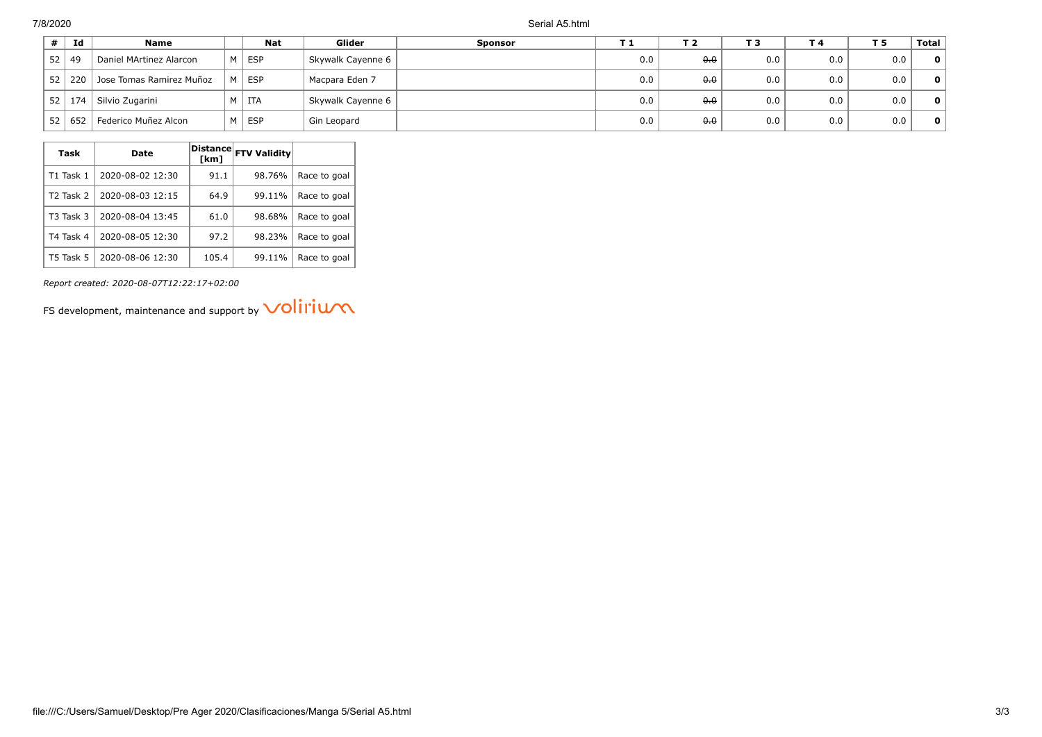| # | Id | Name | | Nat | Glider | Sponsor | T 1 | T 2 | T 3 | T 4 | T 5 | Total |
|---|---|---|---|---|---|---|---|---|---|---|---|---|
| 52 | 49 | Daniel MArtinez Alarcon | M | ESP | Skywalk Cayenne 6 | | 0.0 | ~~0.0~~ | 0.0 | 0.0 | 0.0 | **0** |
| 52 | 220 | Jose Tomas Ramirez Muñoz | M | ESP | Macpara Eden 7 | | 0.0 | ~~0.0~~ | 0.0 | 0.0 | 0.0 | **0** |
| 52 | 174 | Silvio Zugarini | M | ITA | Skywalk Cayenne 6 | | 0.0 | ~~0.0~~ | 0.0 | 0.0 | 0.0 | **0** |
| 52 | 652 | Federico Muñez Alcon | M | ESP | Gin Leopard | | 0.0 | ~~0.0~~ | 0.0 | 0.0 | 0.0 | **0** |

| Task | Date | Distance [km] | FTV Validity | |
|---|---|---|---|---|
| T1 Task 1 | 2020-08-02 12:30 | 91.1 | 98.76% | Race to goal |
| T2 Task 2 | 2020-08-03 12:15 | 64.9 | 99.11% | Race to goal |
| T3 Task 3 | 2020-08-04 13:45 | 61.0 | 98.68% | Race to goal |
| T4 Task 4 | 2020-08-05 12:30 | 97.2 | 98.23% | Race to goal |
| T5 Task 5 | 2020-08-06 12:30 | 105.4 | 99.11% | Race to goal |

*Report created: 2020-08-07T12:22:17+02:00*

FS development, maintenance and support by volirium